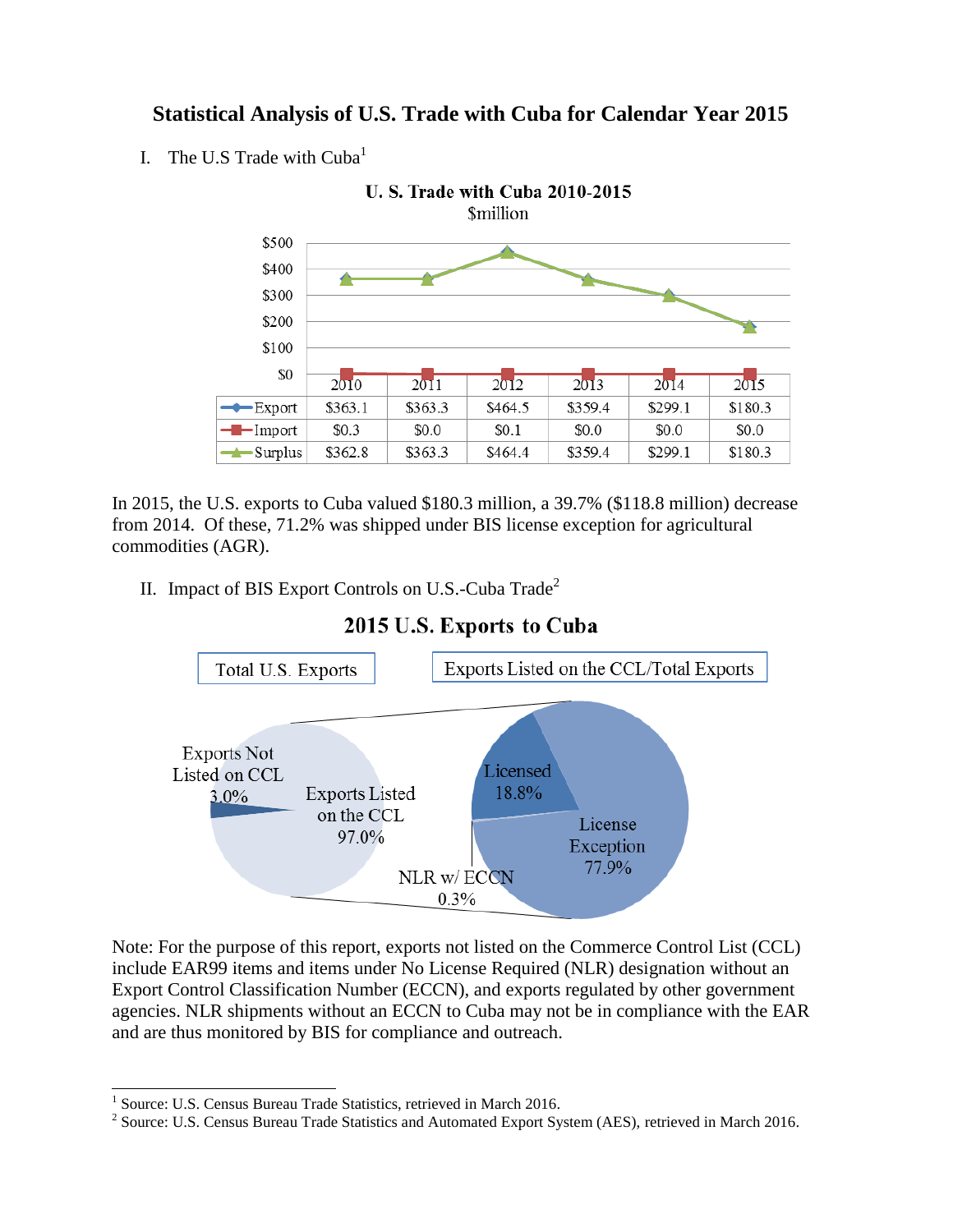# Statistical Analysis of U.S. Trade with Cuba for Calendar Year 2015

I. The U.S Trade with Cuba[1]

**U. S. Trade with Cuba 2010-2015**
$million

| | 2010 | 2011 | 2012 | 2013 | 2014 | 2015 |
|---|---|---|---|---|---|---|
| Export | $363.1 | $363.3 | $464.5 | $359.4 | $299.1 | $180.3 |
| Import | $0.3 | $0.0 | $0.1 | $0.0 | $0.0 | $0.0 |
| Surplus | $362.8 | $363.3 | $464.4 | $359.4 | $299.1 | $180.3 |

In 2015, the U.S. exports to Cuba valued $180.3 million, a 39.7% ($118.8 million) decrease from 2014. Of these, 71.2% was shipped under BIS license exception for agricultural commodities (AGR).

II. Impact of BIS Export Controls on U.S.-Cuba Trade[2]

**2015 U.S. Exports to Cuba**

Total U.S. Exports

- Exports Not Listed on CCL: 3.0%
- Exports Listed on the CCL: 97.0%

Exports Listed on the CCL/Total Exports

- Licensed: 18.8%
- License Exception: 77.9%
- NLR w/ ECCN: 0.3%

Note: For the purpose of this report, exports not listed on the Commerce Control List (CCL) include EAR99 items and items under No License Required (NLR) designation without an Export Control Classification Number (ECCN), and exports regulated by other government agencies. NLR shipments without an ECCN to Cuba may not be in compliance with the EAR and are thus monitored by BIS for compliance and outreach.

---

[1] Source: U.S. Census Bureau Trade Statistics, retrieved in March 2016.

[2] Source: U.S. Census Bureau Trade Statistics and Automated Export System (AES), retrieved in March 2016.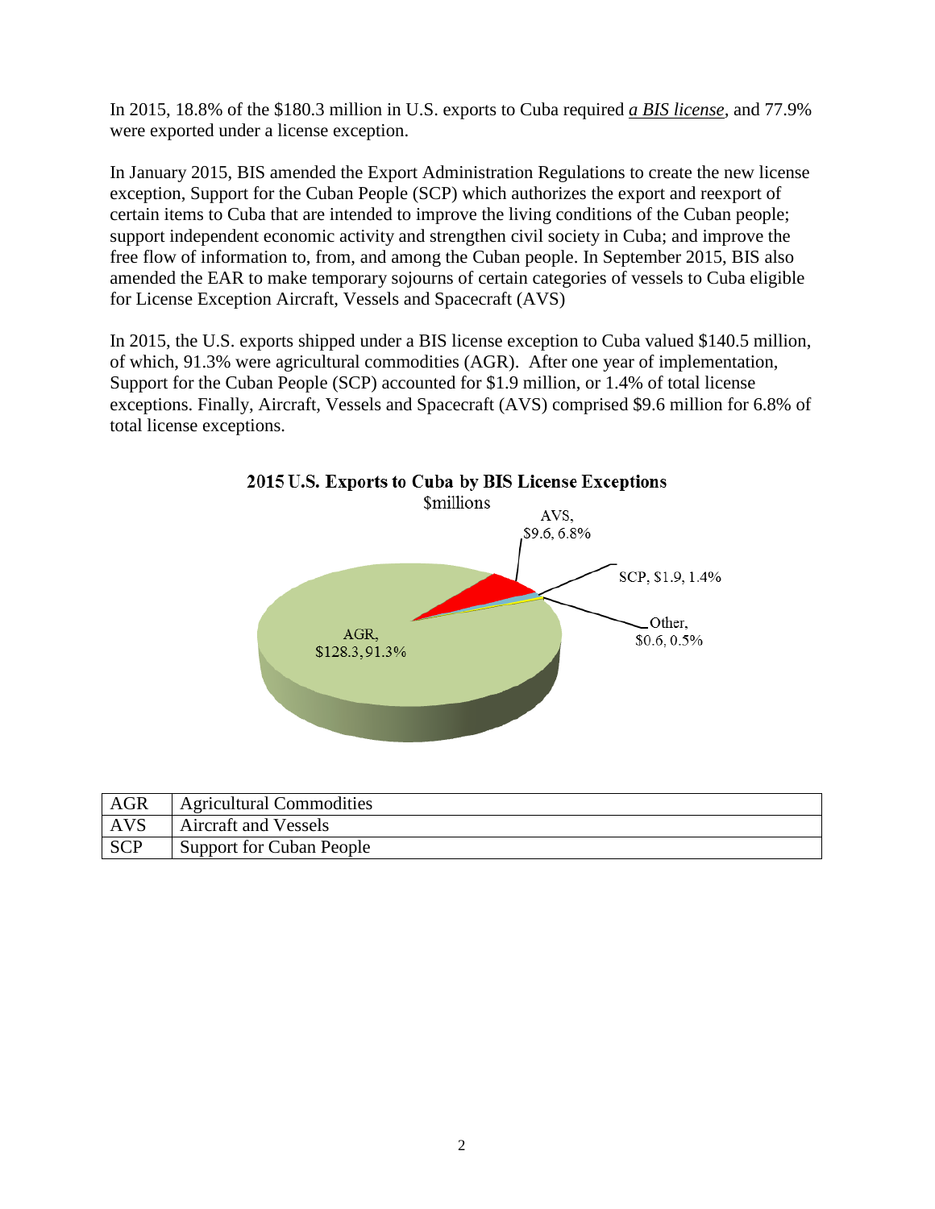In 2015, 18.8% of the $180.3 million in U.S. exports to Cuba required ***a BIS license***, and 77.9% were exported under a license exception.

In January 2015, BIS amended the Export Administration Regulations to create the new license exception, Support for the Cuban People (SCP) which authorizes the export and reexport of certain items to Cuba that are intended to improve the living conditions of the Cuban people; support independent economic activity and strengthen civil society in Cuba; and improve the free flow of information to, from, and among the Cuban people. In September 2015, BIS also amended the EAR to make temporary sojourns of certain categories of vessels to Cuba eligible for License Exception Aircraft, Vessels and Spacecraft (AVS)

In 2015, the U.S. exports shipped under a BIS license exception to Cuba valued $140.5 million, of which, 91.3% were agricultural commodities (AGR). After one year of implementation, Support for the Cuban People (SCP) accounted for $1.9 million, or 1.4% of total license exceptions. Finally, Aircraft, Vessels and Spacecraft (AVS) comprised $9.6 million for 6.8% of total license exceptions.

**2015 U.S. Exports to Cuba by BIS License Exceptions**
$millions

AGR, $128.3, 91.3%
AVS, $9.6, 6.8%
SCP, $1.9, 1.4%
Other, $0.6, 0.5%

| AGR | Agricultural Commodities |
|---|---|
| AVS | Aircraft and Vessels |
| SCP | Support for Cuban People |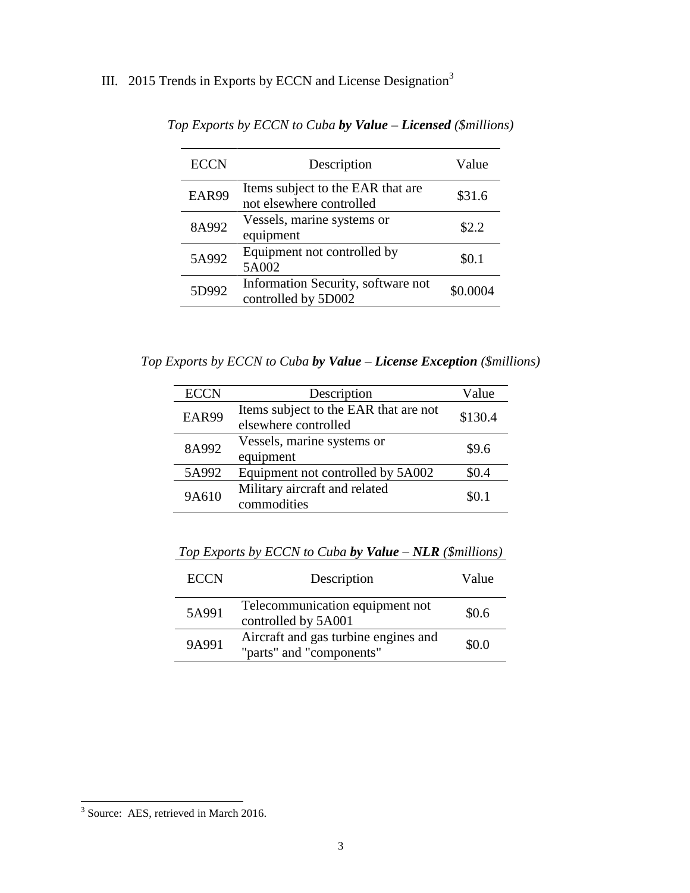## III. 2015 Trends in Exports by ECCN and License Designation[3]

*Top Exports by ECCN to Cuba **by Value – Licensed** ($millions)*

| ECCN | Description | Value |
|---|---|---|
| EAR99 | Items subject to the EAR that are not elsewhere controlled | $31.6 |
| 8A992 | Vessels, marine systems or equipment | $2.2 |
| 5A992 | Equipment not controlled by 5A002 | $0.1 |
| 5D992 | Information Security, software not controlled by 5D002 | $0.0004 |

*Top Exports by ECCN to Cuba **by Value** – **License Exception** ($millions)*

| ECCN | Description | Value |
|---|---|---|
| EAR99 | Items subject to the EAR that are not elsewhere controlled | $130.4 |
| 8A992 | Vessels, marine systems or equipment | $9.6 |
| 5A992 | Equipment not controlled by 5A002 | $0.4 |
| 9A610 | Military aircraft and related commodities | $0.1 |

*Top Exports by ECCN to Cuba **by Value** – **NLR** ($millions)*

| ECCN | Description | Value |
|---|---|---|
| 5A991 | Telecommunication equipment not controlled by 5A001 | $0.6 |
| 9A991 | Aircraft and gas turbine engines and "parts" and "components" | $0.0 |

[3] Source: AES, retrieved in March 2016.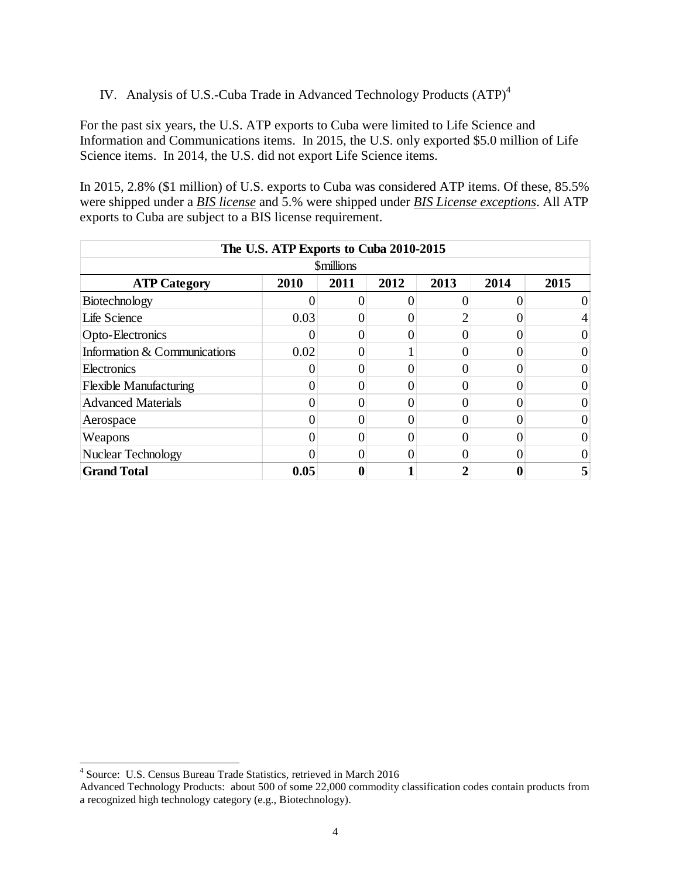## IV. Analysis of U.S.-Cuba Trade in Advanced Technology Products (ATP)[4]

For the past six years, the U.S. ATP exports to Cuba were limited to Life Science and Information and Communications items. In 2015, the U.S. only exported $5.0 million of Life Science items. In 2014, the U.S. did not export Life Science items.

In 2015, 2.8% ($1 million) of U.S. exports to Cuba was considered ATP items. Of these, 85.5% were shipped under a ***BIS license*** and 5.% were shipped under ***BIS License exceptions***. All ATP exports to Cuba are subject to a BIS license requirement.

| The U.S. ATP Exports to Cuba 2010-2015 | | | | | | |
|---|---|---|---|---|---|---|
| $millions | | | | | | |
| **ATP Category** | **2010** | **2011** | **2012** | **2013** | **2014** | **2015** |
| Biotechnology | 0 | 0 | 0 | 0 | 0 | 0 |
| Life Science | 0.03 | 0 | 0 | 2 | 0 | 4 |
| Opto-Electronics | 0 | 0 | 0 | 0 | 0 | 0 |
| Information & Communications | 0.02 | 0 | 1 | 0 | 0 | 0 |
| Electronics | 0 | 0 | 0 | 0 | 0 | 0 |
| Flexible Manufacturing | 0 | 0 | 0 | 0 | 0 | 0 |
| Advanced Materials | 0 | 0 | 0 | 0 | 0 | 0 |
| Aerospace | 0 | 0 | 0 | 0 | 0 | 0 |
| Weapons | 0 | 0 | 0 | 0 | 0 | 0 |
| Nuclear Technology | 0 | 0 | 0 | 0 | 0 | 0 |
| **Grand Total** | **0.05** | **0** | **1** | **2** | **0** | **5** |

---

[4] Source: U.S. Census Bureau Trade Statistics, retrieved in March 2016
Advanced Technology Products: about 500 of some 22,000 commodity classification codes contain products from a recognized high technology category (e.g., Biotechnology).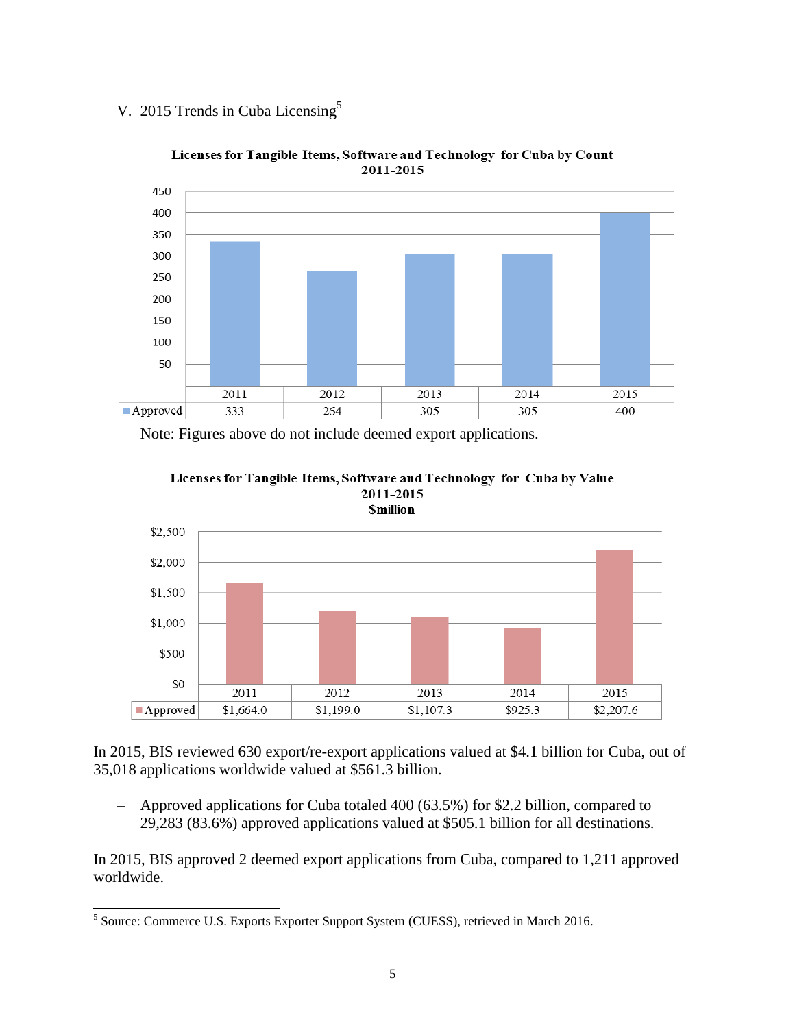## V. 2015 Trends in Cuba Licensing[5]

**Licenses for Tangible Items, Software and Technology for Cuba by Count 2011-2015**

450
400
350
300
250
200
150
100
50
-

2011 2012 2013 2014 2015

Approved 333 264 305 305 400

Note: Figures above do not include deemed export applications.

**Licenses for Tangible Items, Software and Technology for Cuba by Value 2011-2015 $million**

$2,500
$2,000
$1,500
$1,000
$500
$0

2011 2012 2013 2014 2015

Approved $1,664.0 $1,199.0 $1,107.3 $925.3 $2,207.6

In 2015, BIS reviewed 630 export/re-export applications valued at $4.1 billion for Cuba, out of 35,018 applications worldwide valued at $561.3 billion.

- Approved applications for Cuba totaled 400 (63.5%) for $2.2 billion, compared to 29,283 (83.6%) approved applications valued at $505.1 billion for all destinations.

In 2015, BIS approved 2 deemed export applications from Cuba, compared to 1,211 approved worldwide.

---

[5] Source: Commerce U.S. Exports Exporter Support System (CUESS), retrieved in March 2016.